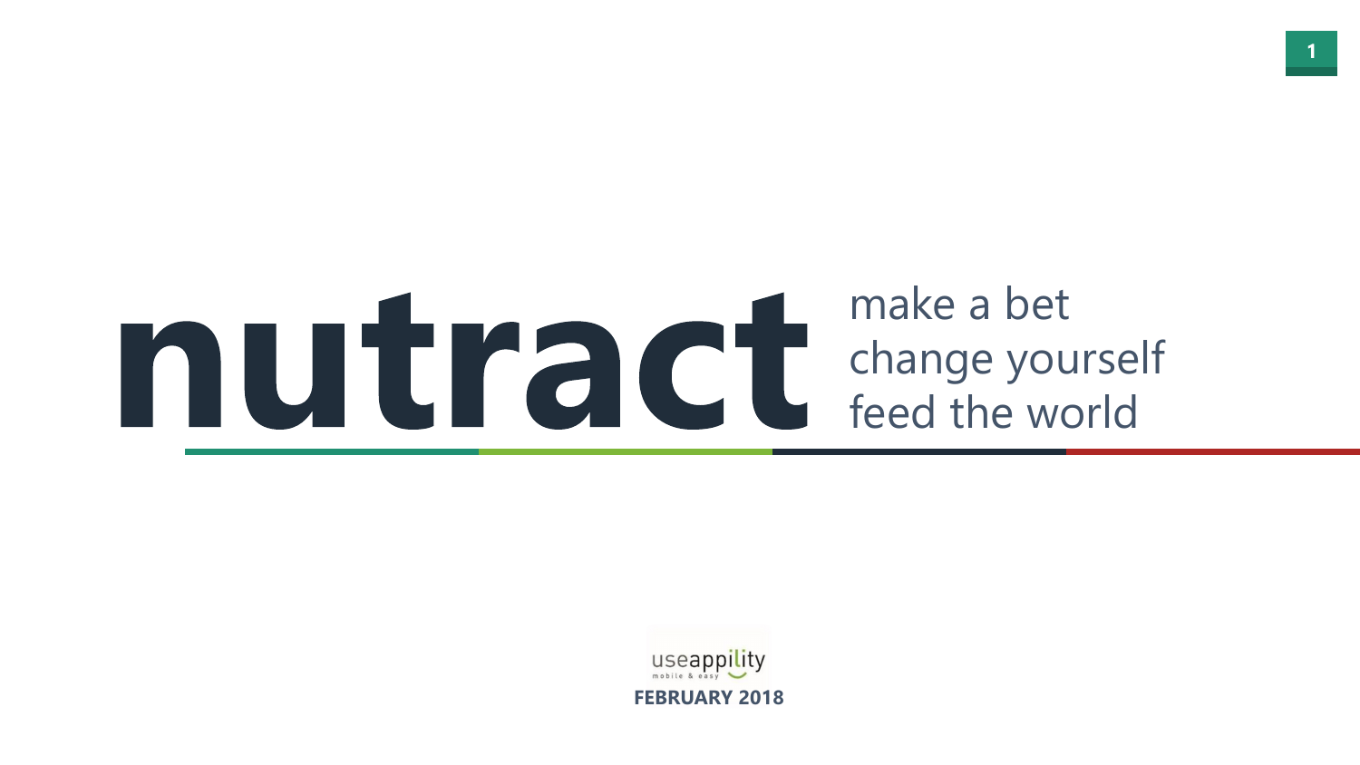# nutract

make a bet
change yourself
feed the world

useappility
mobile & easy

**FEBRUARY 2018**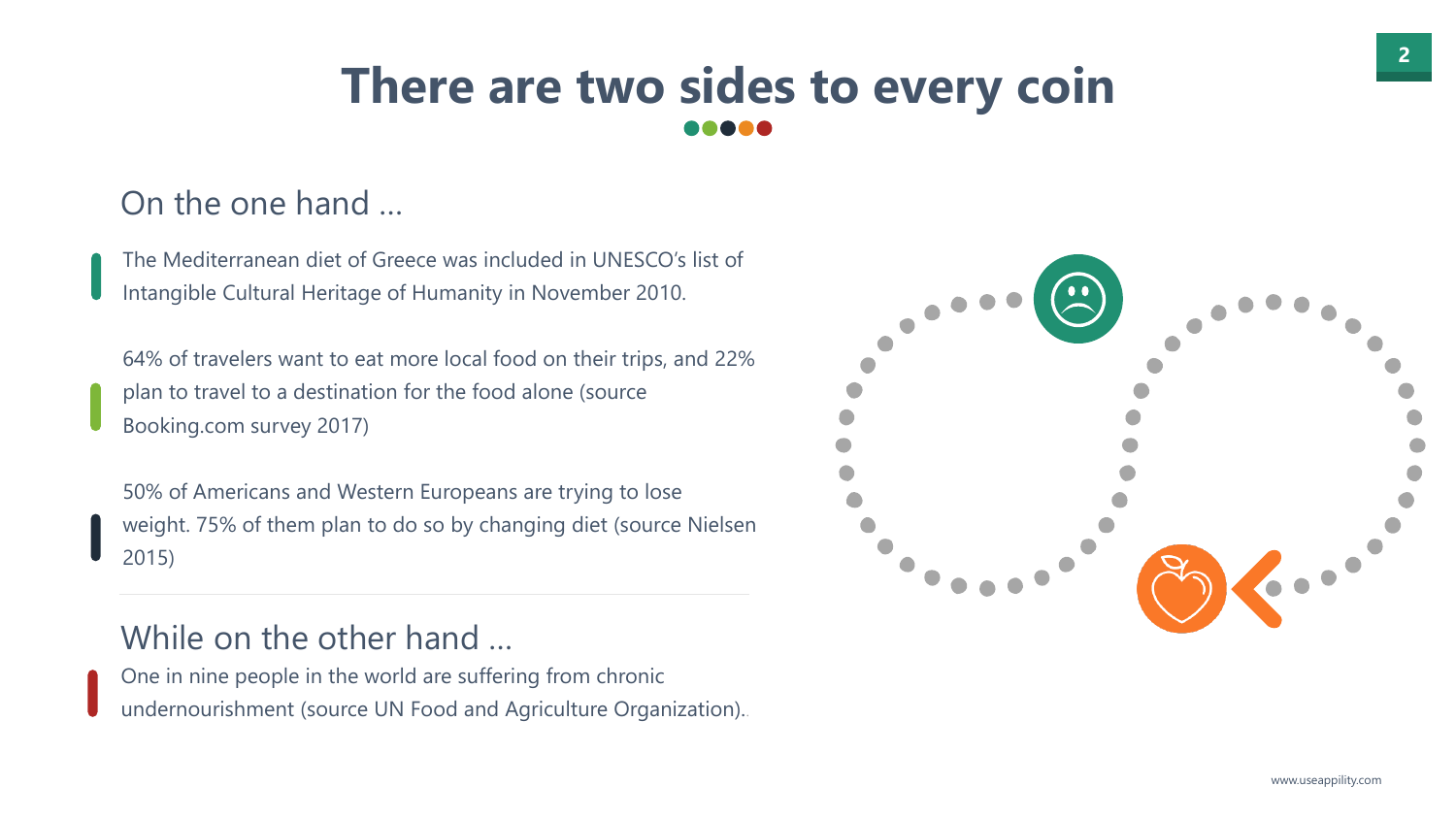# There are two sides to every coin

## On the one hand …

The Mediterranean diet of Greece was included in UNESCO's list of Intangible Cultural Heritage of Humanity in November 2010.

64% of travelers want to eat more local food on their trips, and 22% plan to travel to a destination for the food alone (source Booking.com survey 2017)

50% of Americans and Western Europeans are trying to lose weight. 75% of them plan to do so by changing diet (source Nielsen 2015)

## While on the other hand …

One in nine people in the world are suffering from chronic undernourishment (source UN Food and Agriculture Organization).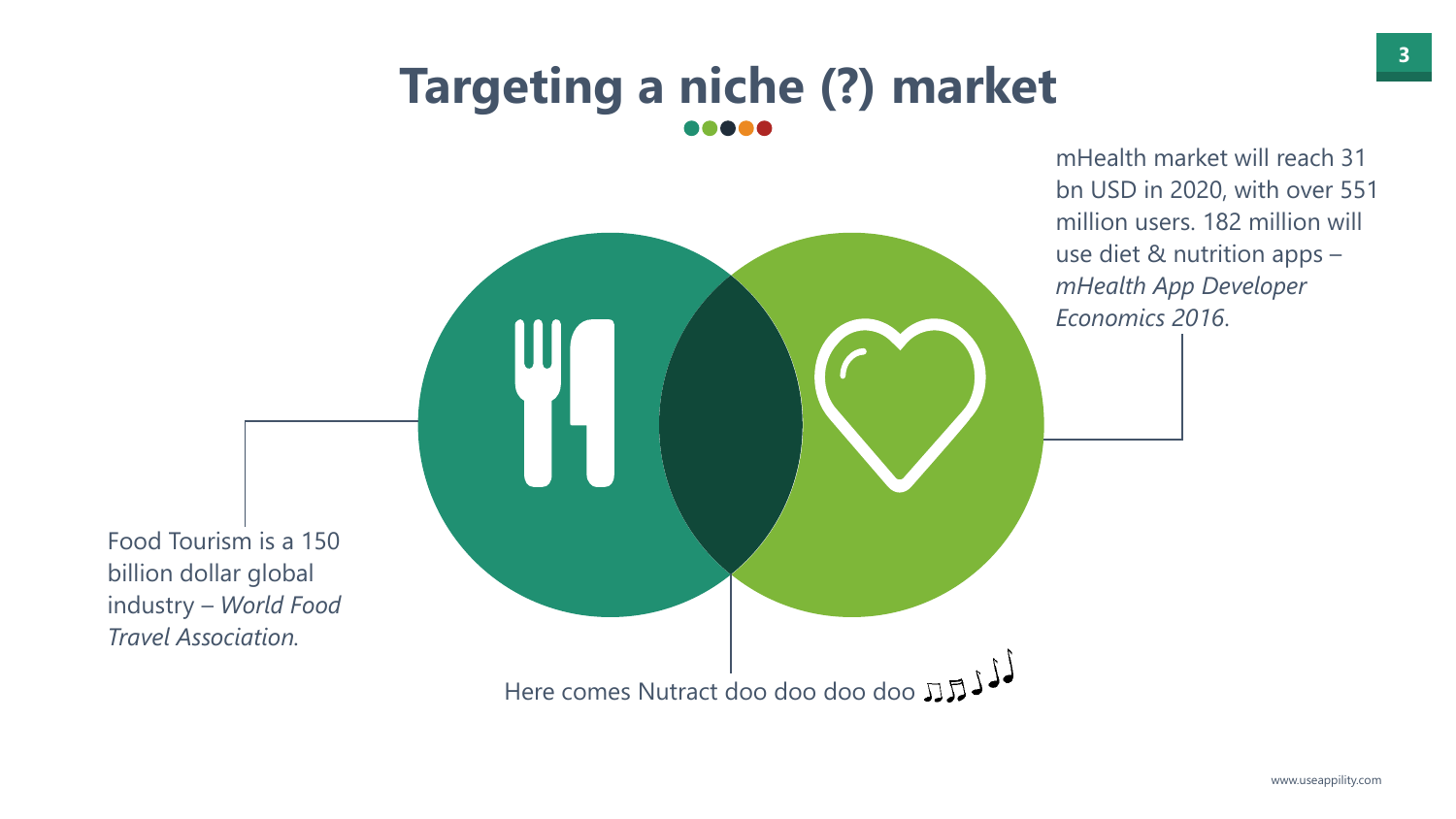# Targeting a niche (?) market

mHealth market will reach 31 bn USD in 2020, with over 551 million users. 182 million will use diet & nutrition apps – *mHealth App Developer Economics 2016*.

Food Tourism is a 150 billion dollar global industry – *World Food Travel Association*.

Here comes Nutract doo doo doo doo ♫♬♩♩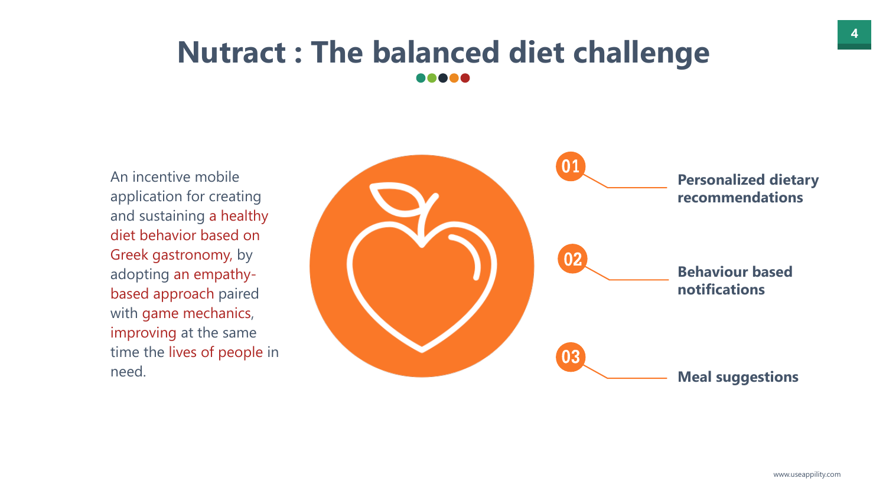# Nutract : The balanced diet challenge

An incentive mobile application for creating and sustaining a healthy diet behavior based on Greek gastronomy, by adopting an empathy-based approach paired with game mechanics, improving at the same time the lives of people in need.

01 **Personalized dietary recommendations**

02 **Behaviour based notifications**

03 **Meal suggestions**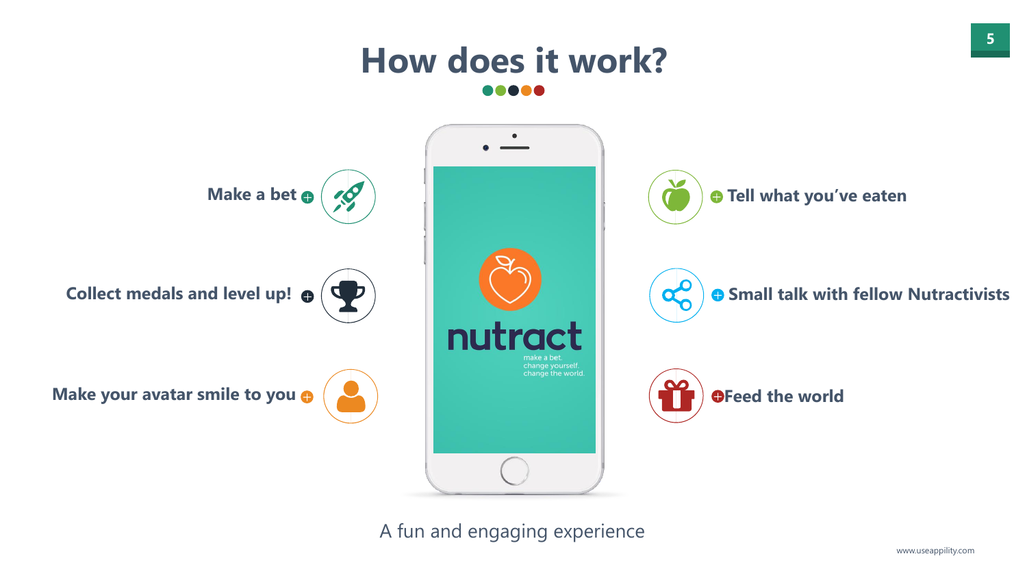# How does it work?

- Make a bet
- Collect medals and level up!
- Make your avatar smile to you
- Tell what you've eaten
- Small talk with fellow Nutractivists
- Feed the world

nutract

make a bet.
change yourself.
change the world.

A fun and engaging experience

www.useappility.com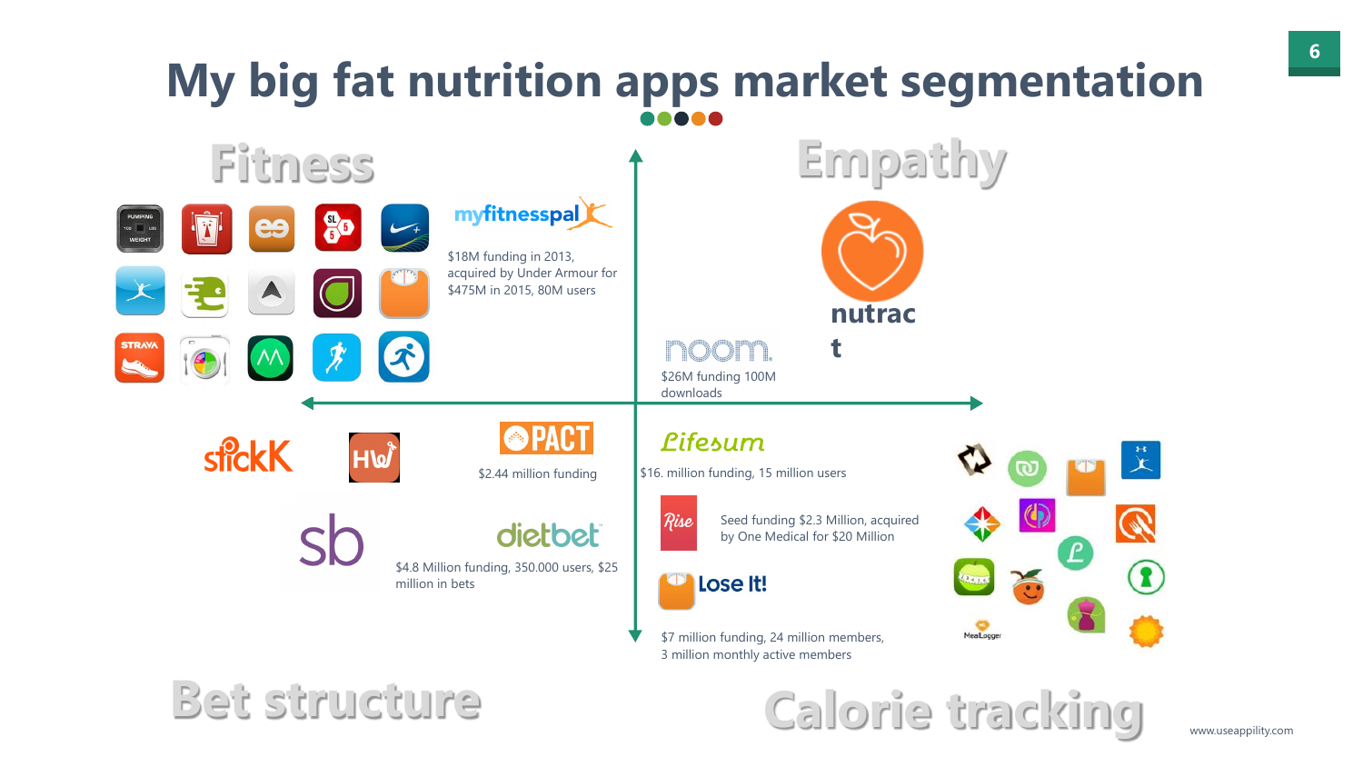# My big fat nutrition apps market segmentation

## Fitness

myfitnesspal

$18M funding in 2013, acquired by Under Armour for $475M in 2015, 80M users

## Empathy

nutract

noom

$26M funding 100M downloads

## Bet structure

stickK

HW

PACT

$2.44 million funding

sb

dietbet

$4.8 Million funding, 350.000 users, $25 million in bets

## Calorie tracking

Lifesum

$16. million funding, 15 million users

Rise

Seed funding $2.3 Million, acquired by One Medical for $20 Million

Lose It!

$7 million funding, 24 million members, 3 million monthly active members

MealLogger

www.useappility.com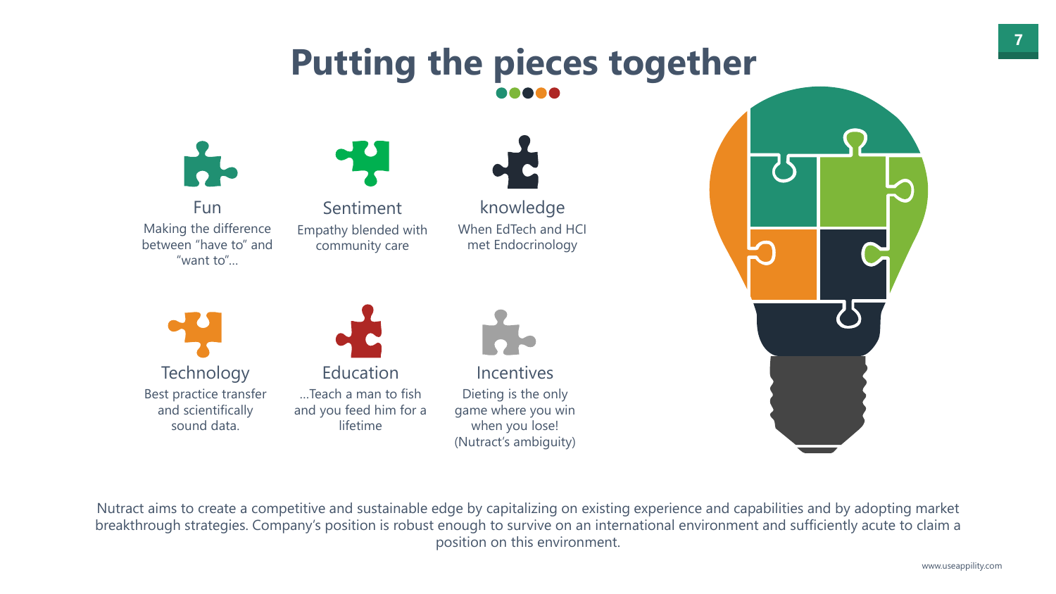# Putting the pieces together

### Fun
Making the difference between "have to" and "want to"...

### Sentiment
Empathy blended with community care

### knowledge
When EdTech and HCI met Endocrinology

### Technology
Best practice transfer and scientifically sound data.

### Education
...Teach a man to fish and you feed him for a lifetime

### Incentives
Dieting is the only game where you win when you lose! (Nutract's ambiguity)

Nutract aims to create a competitive and sustainable edge by capitalizing on existing experience and capabilities and by adopting market breakthrough strategies. Company's position is robust enough to survive on an international environment and sufficiently acute to claim a position on this environment.

www.useappility.com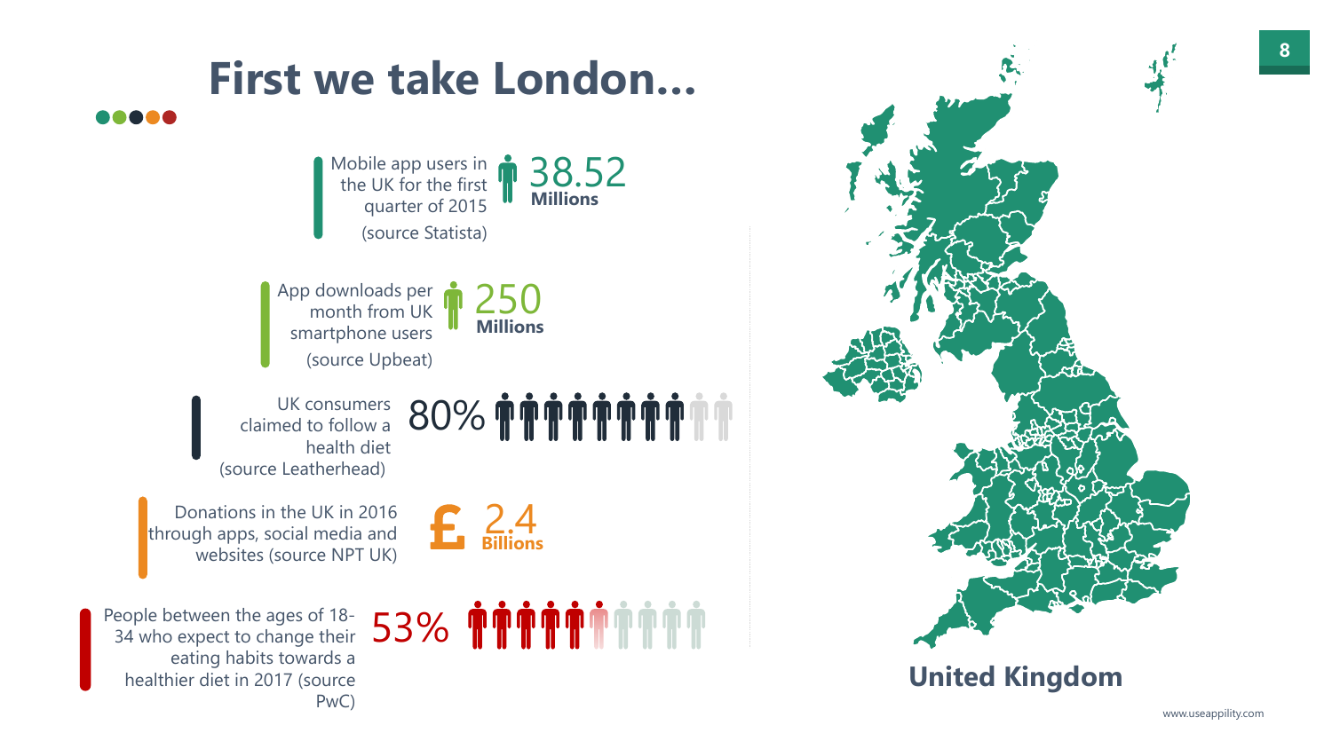# First we take London...

Mobile app users in the UK for the first quarter of 2015 (source Statista)

**38.52 Millions**

App downloads per month from UK smartphone users (source Upbeat)

**250 Millions**

UK consumers claimed to follow a health diet (source Leatherhead)

**80%**

Donations in the UK in 2016 through apps, social media and websites (source NPT UK)

**£ 2.4 Billions**

People between the ages of 18-34 who expect to change their eating habits towards a healthier diet in 2017 (source PwC)

**53%**

## United Kingdom

www.useappility.com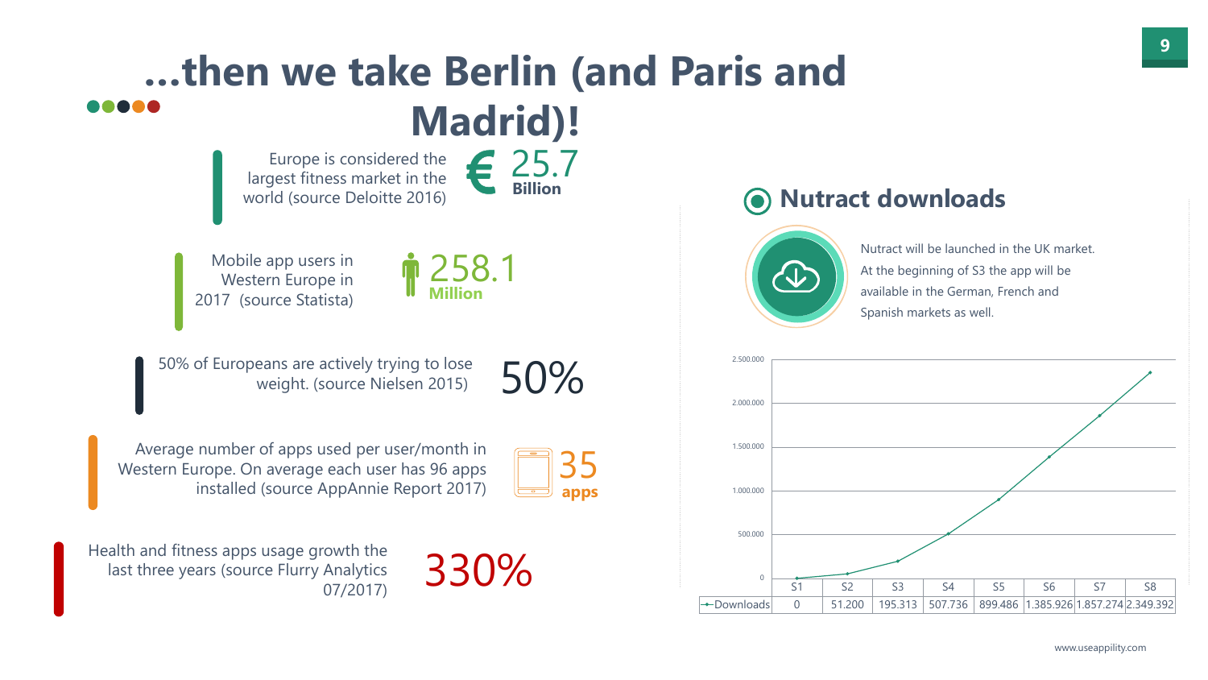# ...then we take Berlin (and Paris and Madrid)!

Europe is considered the largest fitness market in the world (source Deloitte 2016)

€ 25.7 **Billion**

Mobile app users in Western Europe in 2017 (source Statista)

258.1 **Million**

50% of Europeans are actively trying to lose weight. (source Nielsen 2015)

50%

Average number of apps used per user/month in Western Europe. On average each user has 96 apps installed (source AppAnnie Report 2017)

35 **apps**

Health and fitness apps usage growth the last three years (source Flurry Analytics 07/2017)

330%

## Nutract downloads

Nutract will be launched in the UK market. At the beginning of S3 the app will be available in the German, French and Spanish markets as well.

| | S1 | S2 | S3 | S4 | S5 | S6 | S7 | S8 |
|---|---|---|---|---|---|---|---|---|
| Downloads | 0 | 51.200 | 195.313 | 507.736 | 899.486 | 1.385.926 | 1.857.274 | 2.349.392 |

www.useappility.com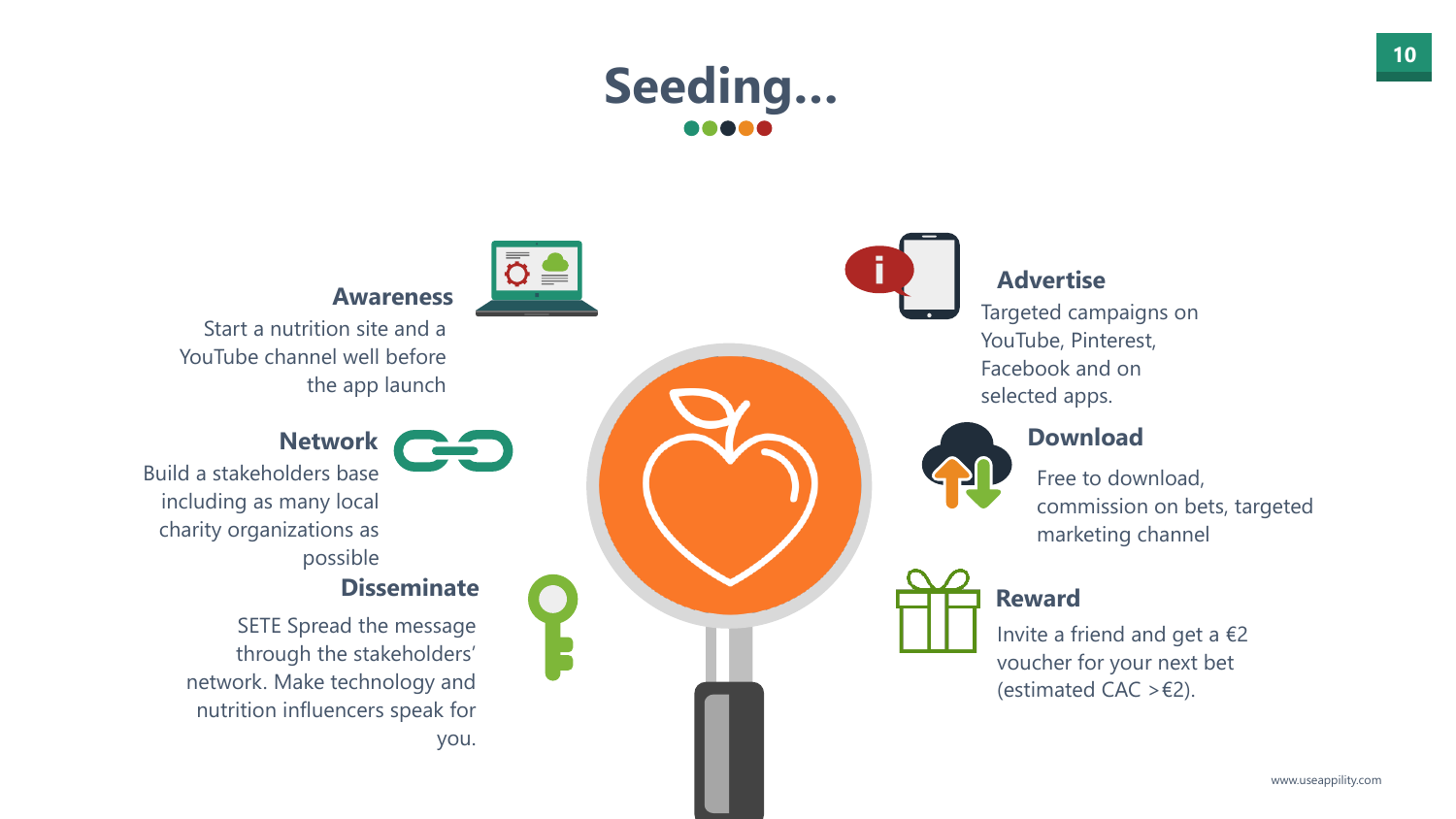# Seeding...

### Awareness

Start a nutrition site and a YouTube channel well before the app launch

### Network

Build a stakeholders base including as many local charity organizations as possible

### Disseminate

SETE Spread the message through the stakeholders' network. Make technology and nutrition influencers speak for you.

### Advertise

Targeted campaigns on YouTube, Pinterest, Facebook and on selected apps.

### Download

Free to download, commission on bets, targeted marketing channel

### Reward

Invite a friend and get a €2 voucher for your next bet (estimated CAC >€2).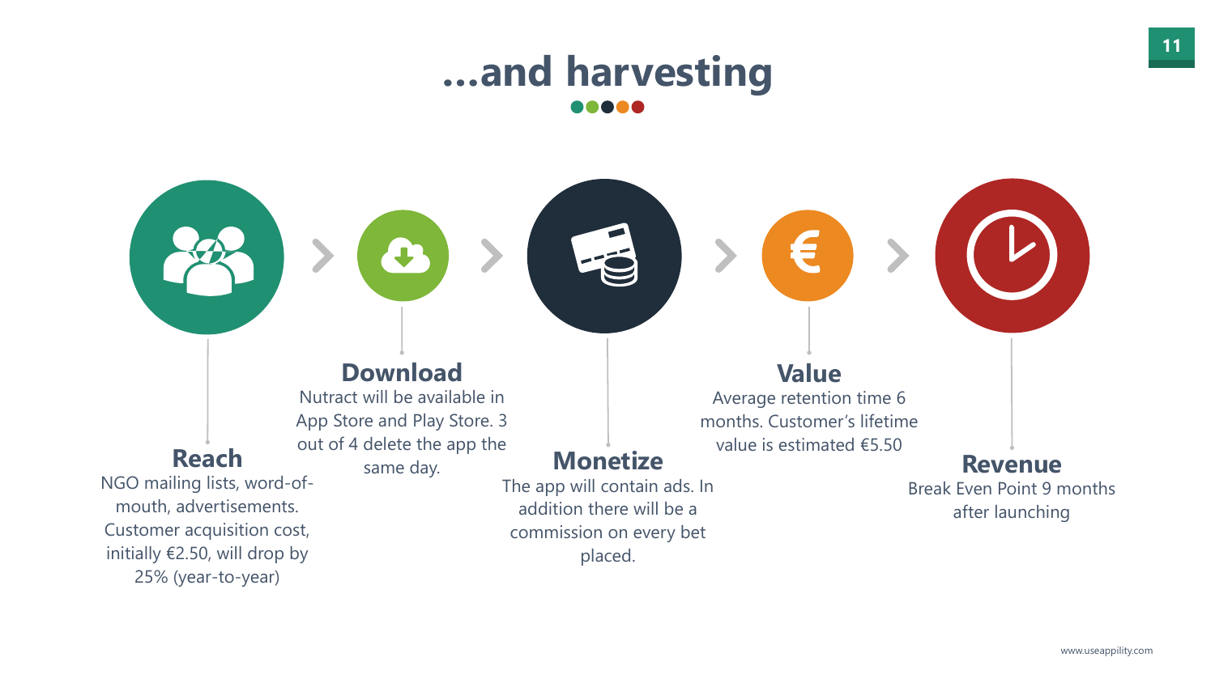# ...and harvesting

### Reach
NGO mailing lists, word-of-mouth, advertisements. Customer acquisition cost, initially €2.50, will drop by 25% (year-to-year)

### Download
Nutract will be available in App Store and Play Store. 3 out of 4 delete the app the same day.

### Monetize
The app will contain ads. In addition there will be a commission on every bet placed.

### Value
Average retention time 6 months. Customer's lifetime value is estimated €5.50

### Revenue
Break Even Point 9 months after launching

www.useappility.com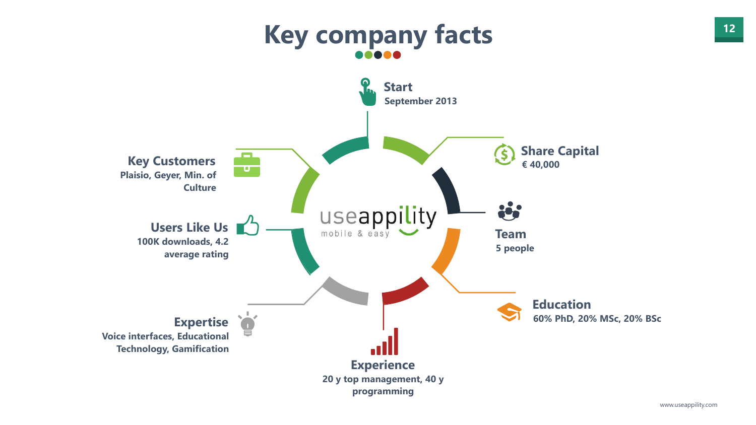# Key company facts

useappility
mobile & easy

**Start**
September 2013

**Share Capital**
€ 40,000

**Team**
5 people

**Education**
60% PhD, 20% MSc, 20% BSc

**Experience**
20 y top management, 40 y programming

**Expertise**
Voice interfaces, Educational Technology, Gamification

**Users Like Us**
100K downloads, 4.2 average rating

**Key Customers**
Plaisio, Geyer, Min. of Culture

www.useappility.com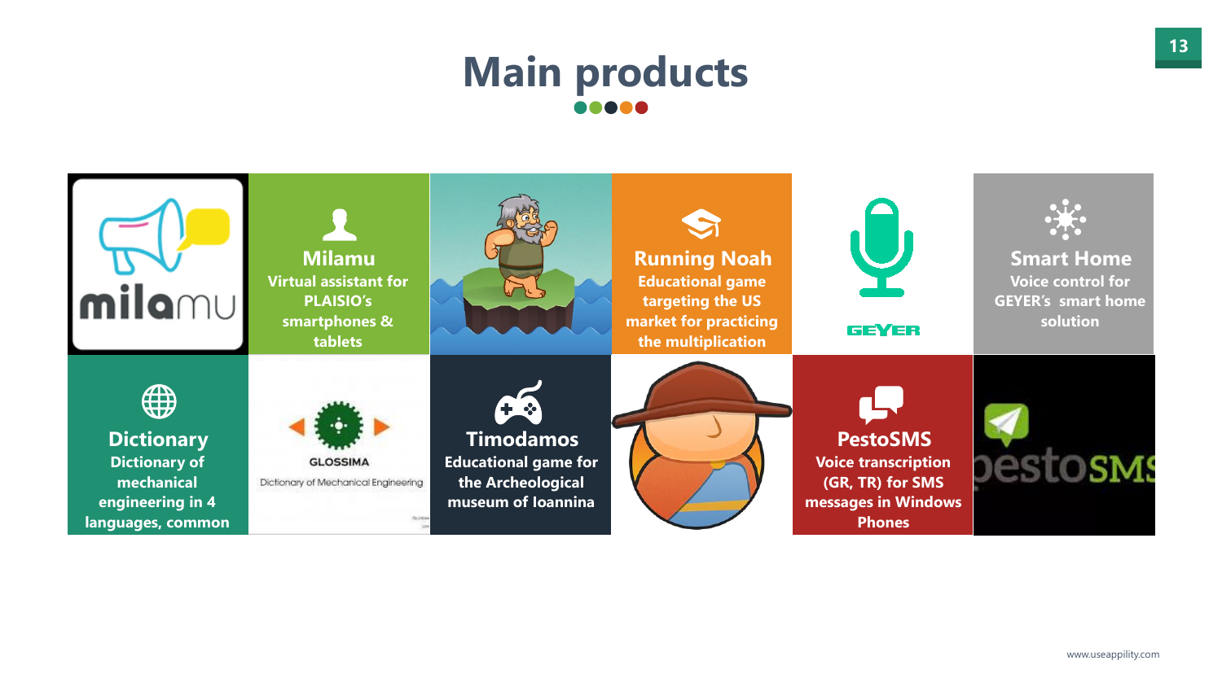# Main products

**Milamu**
Virtual assistant for PLAISIO's smartphones & tablets

**Running Noah**
Educational game targeting the US market for practicing the multiplication

**Smart Home**
Voice control for GEYER's smart home solution

**Dictionary**
Dictionary of mechanical engineering in 4 languages, common

GLOSSIMA
Dictionary of Mechanical Engineering

**Timodamos**
Educational game for the Archeological museum of Ioannina

**PestoSMS**
Voice transcription (GR, TR) for SMS messages in Windows Phones

www.useappility.com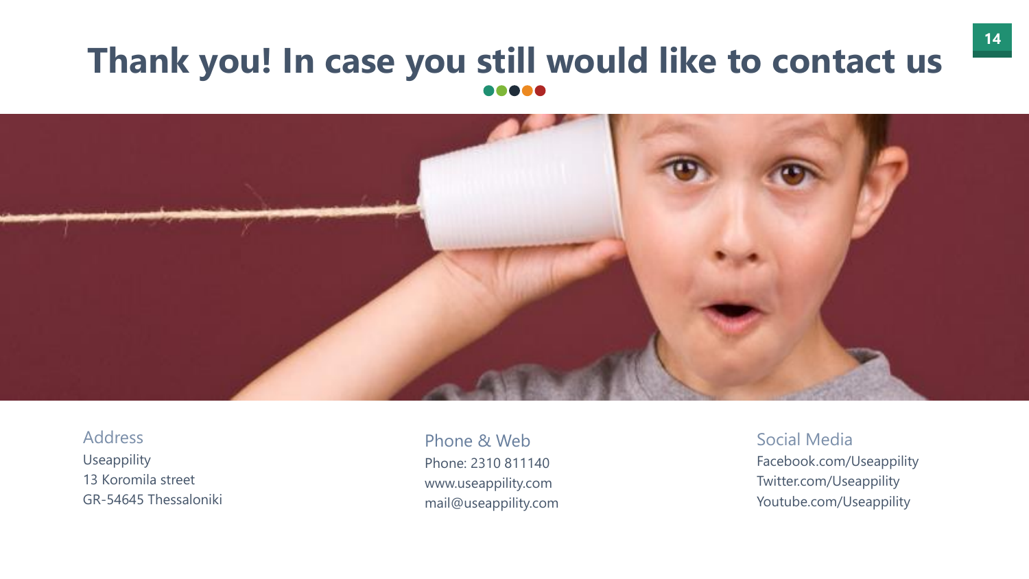# Thank you! In case you still would like to contact us

### Address

Useappility
13 Koromila street
GR-54645 Thessaloniki

### Phone & Web

Phone: 2310 811140
www.useappility.com
mail@useappility.com

### Social Media

Facebook.com/Useappility
Twitter.com/Useappility
Youtube.com/Useappility